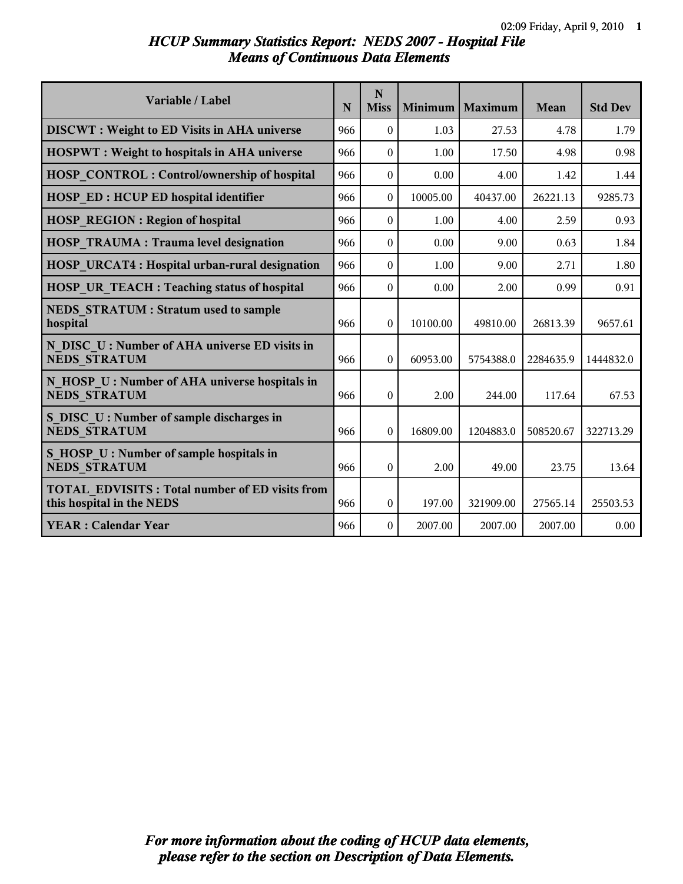# HCUP Summary Statistics Report: NEDS 2007 - Hospital File
## Means of Continuous Data Elements

| Variable / Label | N | N Miss | Minimum | Maximum | Mean | Std Dev |
|---|---|---|---|---|---|---|
| **DISCWT : Weight to ED Visits in AHA universe** | 966 | 0 | 1.03 | 27.53 | 4.78 | 1.79 |
| **HOSPWT : Weight to hospitals in AHA universe** | 966 | 0 | 1.00 | 17.50 | 4.98 | 0.98 |
| **HOSP_CONTROL : Control/ownership of hospital** | 966 | 0 | 0.00 | 4.00 | 1.42 | 1.44 |
| **HOSP_ED : HCUP ED hospital identifier** | 966 | 0 | 10005.00 | 40437.00 | 26221.13 | 9285.73 |
| **HOSP_REGION : Region of hospital** | 966 | 0 | 1.00 | 4.00 | 2.59 | 0.93 |
| **HOSP_TRAUMA : Trauma level designation** | 966 | 0 | 0.00 | 9.00 | 0.63 | 1.84 |
| **HOSP_URCAT4 : Hospital urban-rural designation** | 966 | 0 | 1.00 | 9.00 | 2.71 | 1.80 |
| **HOSP_UR_TEACH : Teaching status of hospital** | 966 | 0 | 0.00 | 2.00 | 0.99 | 0.91 |
| **NEDS_STRATUM : Stratum used to sample hospital** | 966 | 0 | 10100.00 | 49810.00 | 26813.39 | 9657.61 |
| **N_DISC_U : Number of AHA universe ED visits in NEDS_STRATUM** | 966 | 0 | 60953.00 | 5754388.0 | 2284635.9 | 1444832.0 |
| **N_HOSP_U : Number of AHA universe hospitals in NEDS_STRATUM** | 966 | 0 | 2.00 | 244.00 | 117.64 | 67.53 |
| **S_DISC_U : Number of sample discharges in NEDS_STRATUM** | 966 | 0 | 16809.00 | 1204883.0 | 508520.67 | 322713.29 |
| **S_HOSP_U : Number of sample hospitals in NEDS_STRATUM** | 966 | 0 | 2.00 | 49.00 | 23.75 | 13.64 |
| **TOTAL_EDVISITS : Total number of ED visits from this hospital in the NEDS** | 966 | 0 | 197.00 | 321909.00 | 27565.14 | 25503.53 |
| **YEAR : Calendar Year** | 966 | 0 | 2007.00 | 2007.00 | 2007.00 | 0.00 |

*For more information about the coding of HCUP data elements, please refer to the section on Description of Data Elements.*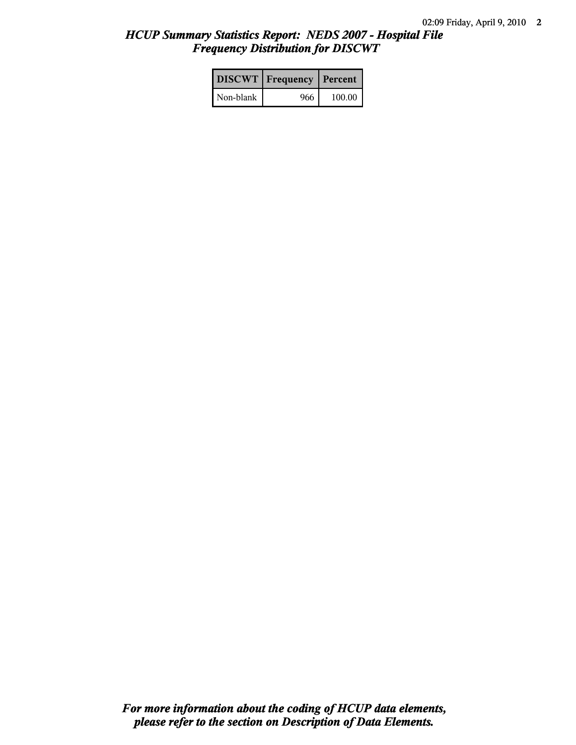## *HCUP Summary Statistics Report: NEDS 2007 - Hospital File*
## *Frequency Distribution for DISCWT*

| DISCWT | Frequency | Percent |
|---|---|---|
| Non-blank | 966 | 100.00 |

***For more information about the coding of HCUP data elements, please refer to the section on Description of Data Elements.***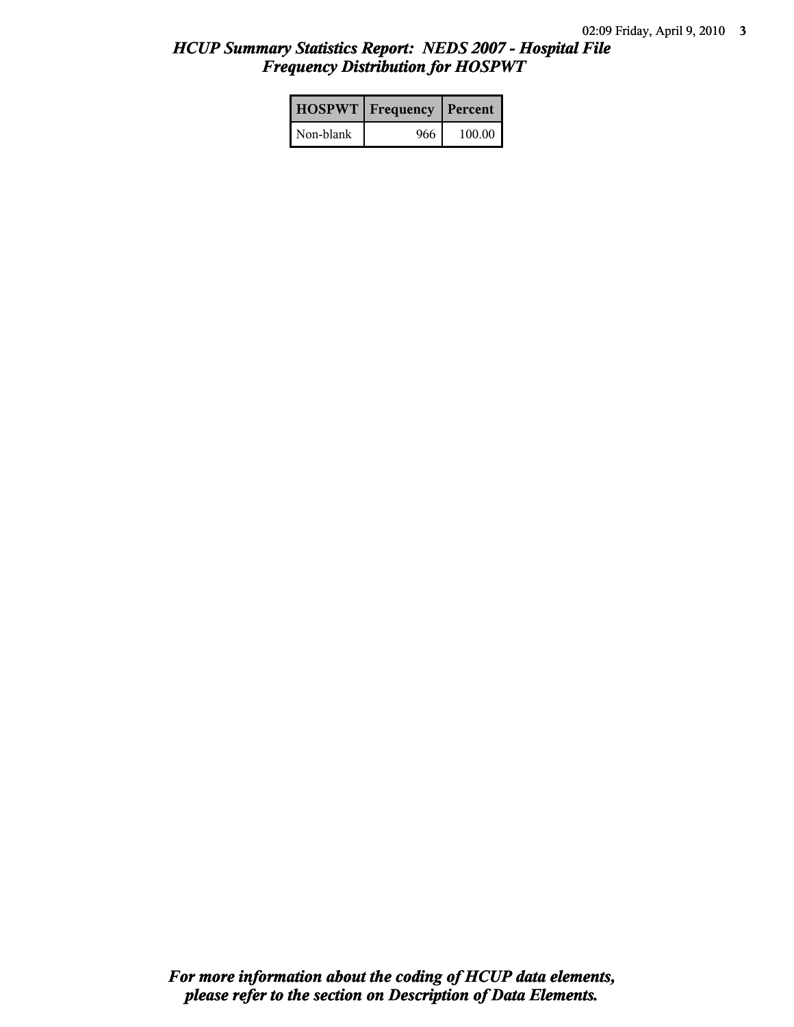## *HCUP Summary Statistics Report: NEDS 2007 - Hospital File*
## *Frequency Distribution for HOSPWT*

| HOSPWT | Frequency | Percent |
|---|---|---|
| Non-blank | 966 | 100.00 |

***For more information about the coding of HCUP data elements, please refer to the section on Description of Data Elements.***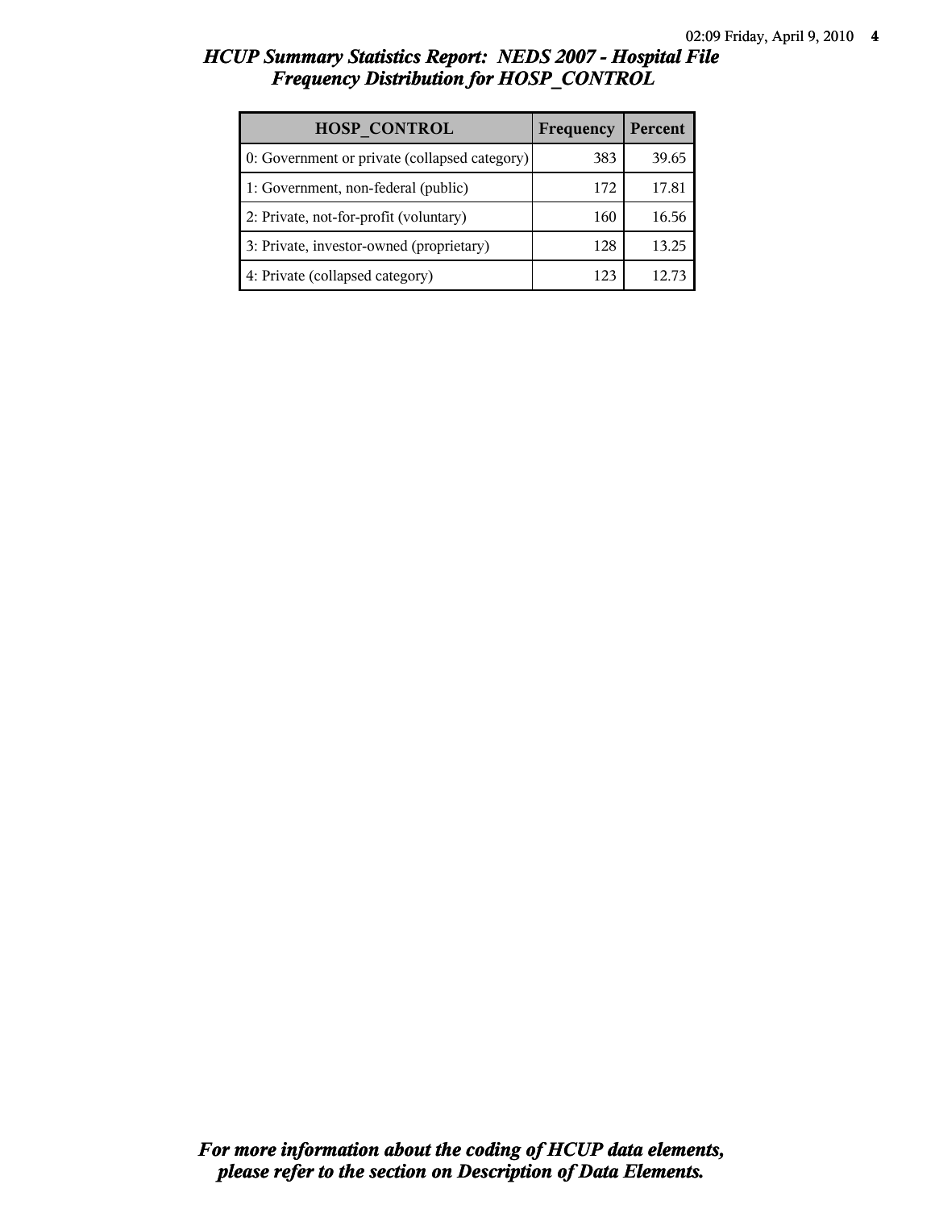# HCUP Summary Statistics Report: NEDS 2007 - Hospital File

## Frequency Distribution for HOSP_CONTROL

| HOSP_CONTROL | Frequency | Percent |
|---|---|---|
| 0: Government or private (collapsed category) | 383 | 39.65 |
| 1: Government, non-federal (public) | 172 | 17.81 |
| 2: Private, not-for-profit (voluntary) | 160 | 16.56 |
| 3: Private, investor-owned (proprietary) | 128 | 13.25 |
| 4: Private (collapsed category) | 123 | 12.73 |

***For more information about the coding of HCUP data elements, please refer to the section on Description of Data Elements.***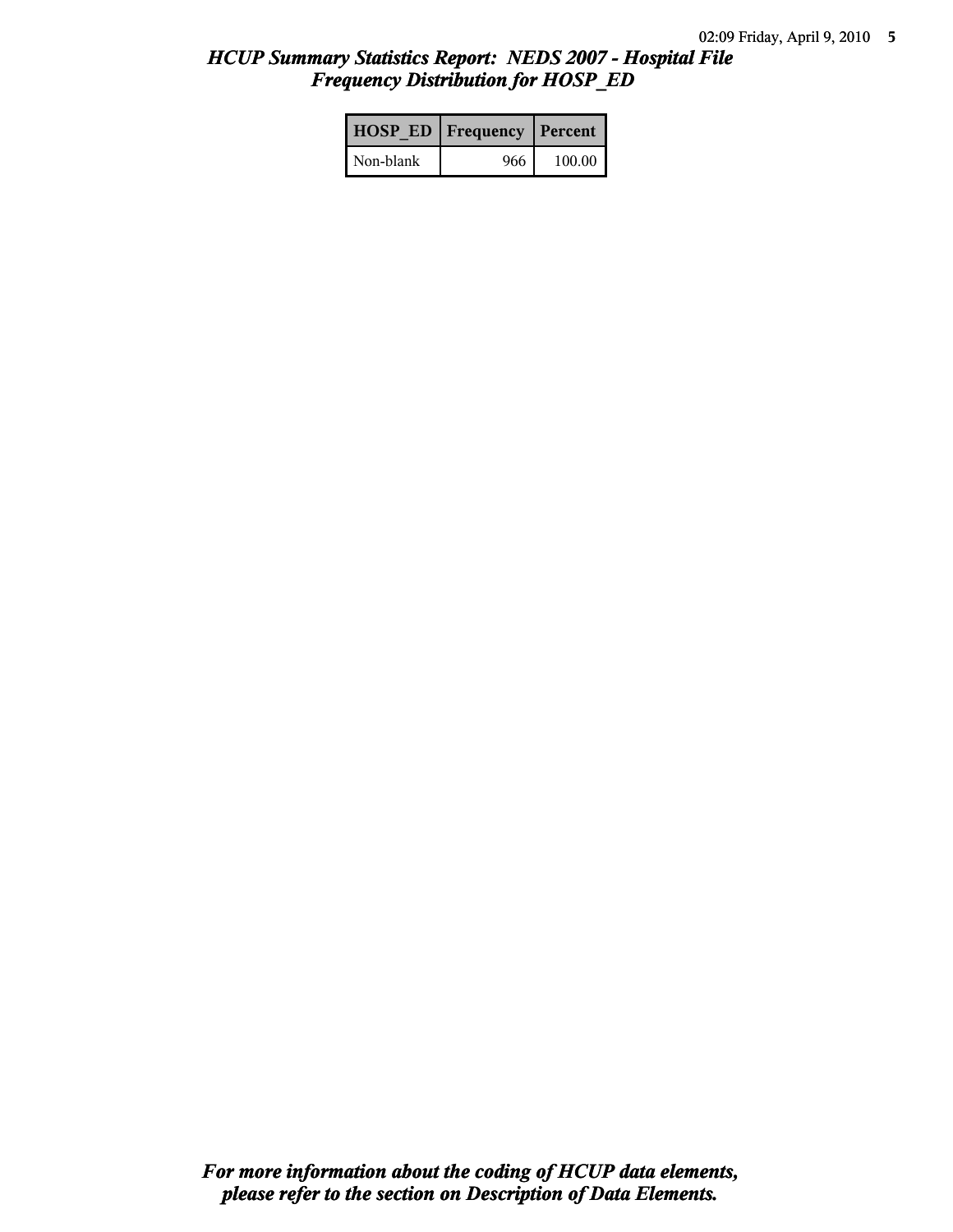*HCUP Summary Statistics Report: NEDS 2007 - Hospital File*
*Frequency Distribution for HOSP_ED*

| HOSP_ED | Frequency | Percent |
|---|---|---|
| Non-blank | 966 | 100.00 |

*For more information about the coding of HCUP data elements, please refer to the section on Description of Data Elements.*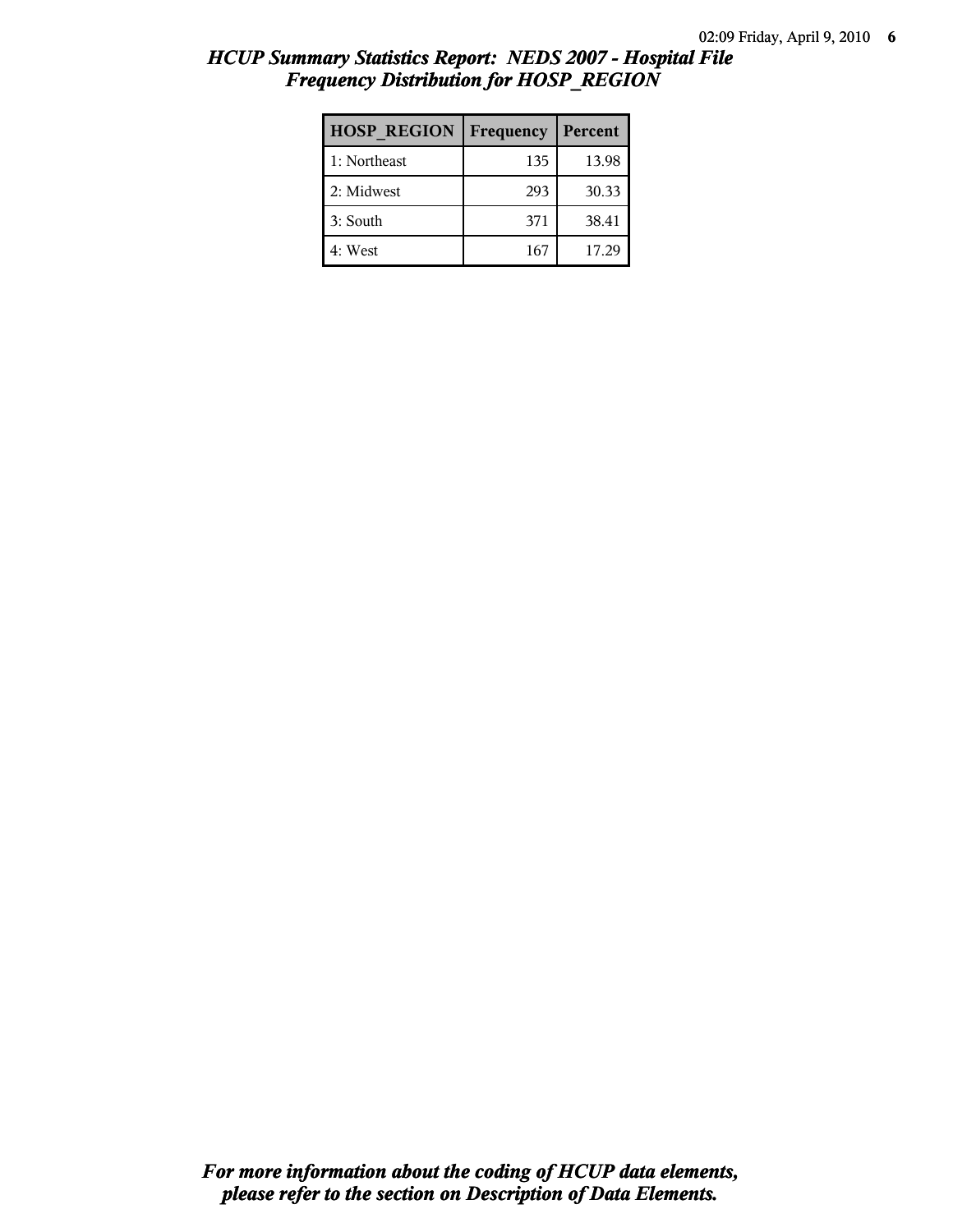# *HCUP Summary Statistics Report: NEDS 2007 - Hospital File*
## *Frequency Distribution for HOSP_REGION*

| HOSP_REGION | Frequency | Percent |
|---|---|---|
| 1: Northeast | 135 | 13.98 |
| 2: Midwest | 293 | 30.33 |
| 3: South | 371 | 38.41 |
| 4: West | 167 | 17.29 |

***For more information about the coding of HCUP data elements, please refer to the section on Description of Data Elements.***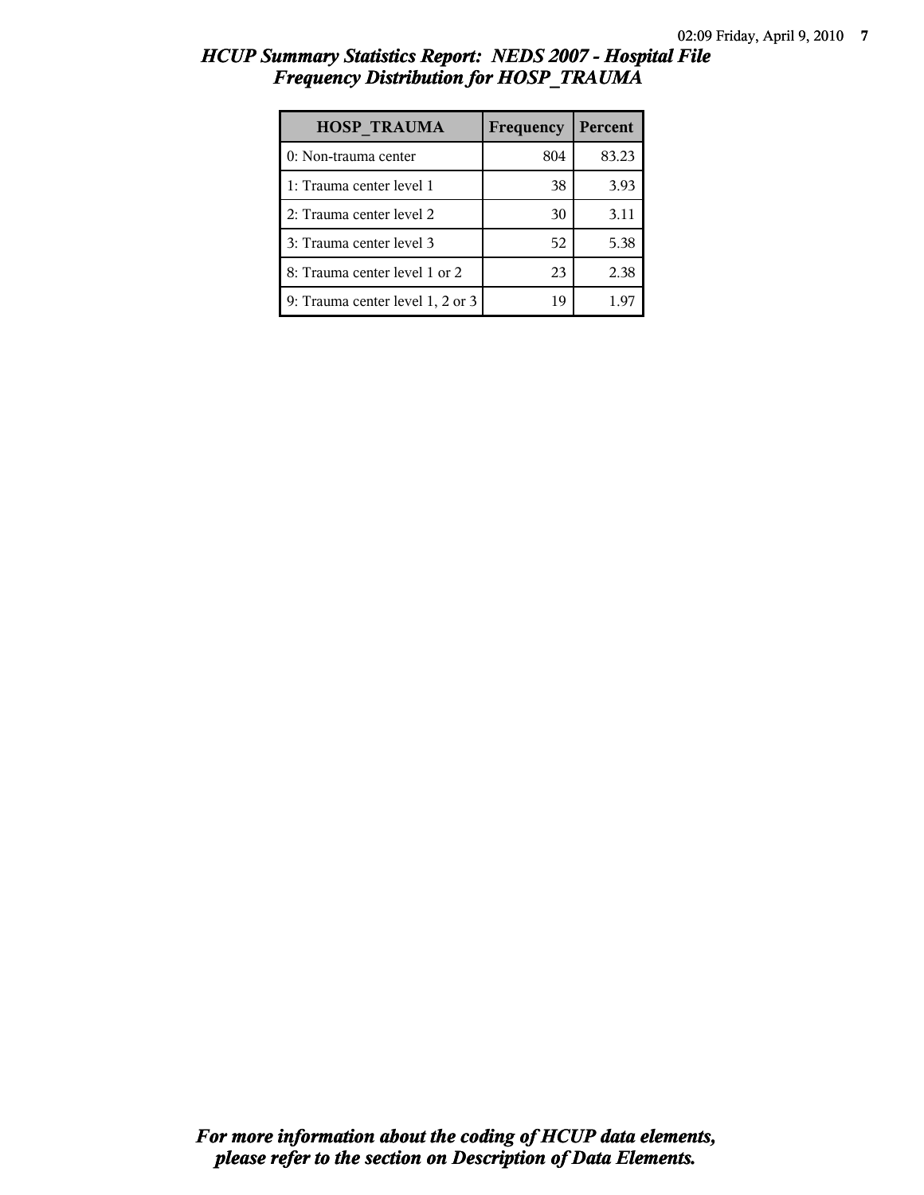# HCUP Summary Statistics Report: NEDS 2007 - Hospital File
## Frequency Distribution for HOSP_TRAUMA

| HOSP_TRAUMA | Frequency | Percent |
|---|---|---|
| 0: Non-trauma center | 804 | 83.23 |
| 1: Trauma center level 1 | 38 | 3.93 |
| 2: Trauma center level 2 | 30 | 3.11 |
| 3: Trauma center level 3 | 52 | 5.38 |
| 8: Trauma center level 1 or 2 | 23 | 2.38 |
| 9: Trauma center level 1, 2 or 3 | 19 | 1.97 |

***For more information about the coding of HCUP data elements, please refer to the section on Description of Data Elements.***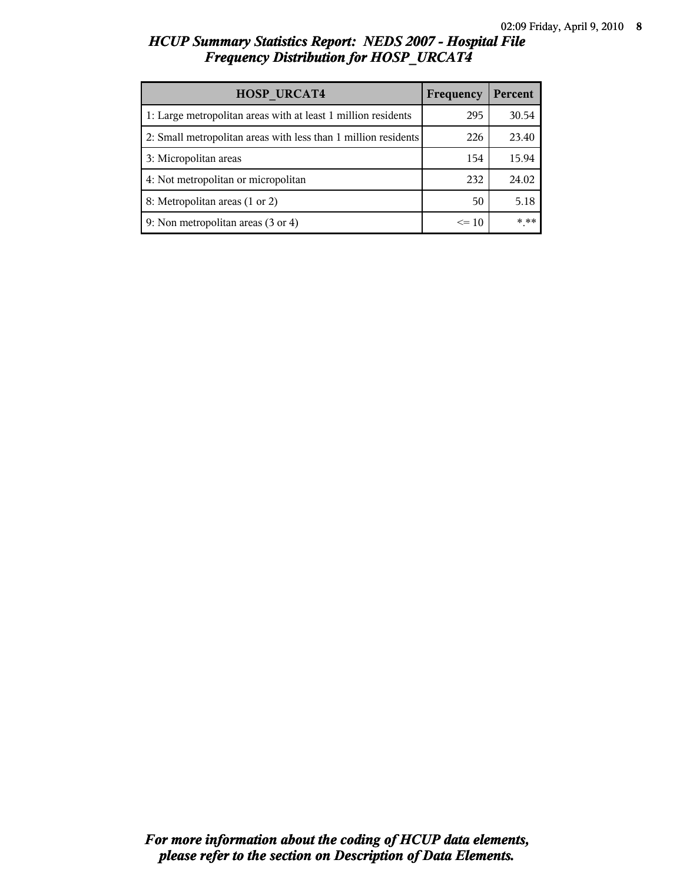# HCUP Summary Statistics Report: NEDS 2007 - Hospital File
## Frequency Distribution for HOSP_URCAT4

| HOSP_URCAT4 | Frequency | Percent |
| --- | --- | --- |
| 1: Large metropolitan areas with at least 1 million residents | 295 | 30.54 |
| 2: Small metropolitan areas with less than 1 million residents | 226 | 23.40 |
| 3: Micropolitan areas | 154 | 15.94 |
| 4: Not metropolitan or micropolitan | 232 | 24.02 |
| 8: Metropolitan areas (1 or 2) | 50 | 5.18 |
| 9: Non metropolitan areas (3 or 4) | <= 10 | *.** |

***For more information about the coding of HCUP data elements, please refer to the section on Description of Data Elements.***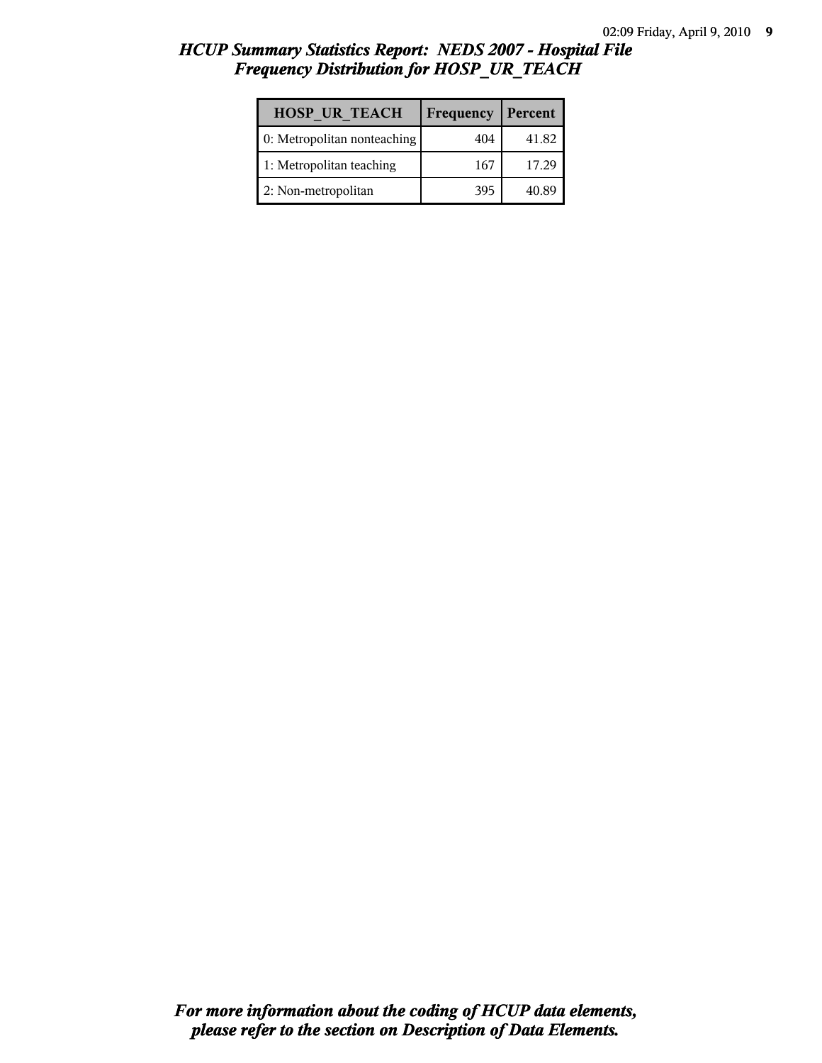# *HCUP Summary Statistics Report: NEDS 2007 - Hospital File*
## *Frequency Distribution for HOSP_UR_TEACH*

| HOSP_UR_TEACH | Frequency | Percent |
|---|---|---|
| 0: Metropolitan nonteaching | 404 | 41.82 |
| 1: Metropolitan teaching | 167 | 17.29 |
| 2: Non-metropolitan | 395 | 40.89 |

***For more information about the coding of HCUP data elements, please refer to the section on Description of Data Elements.***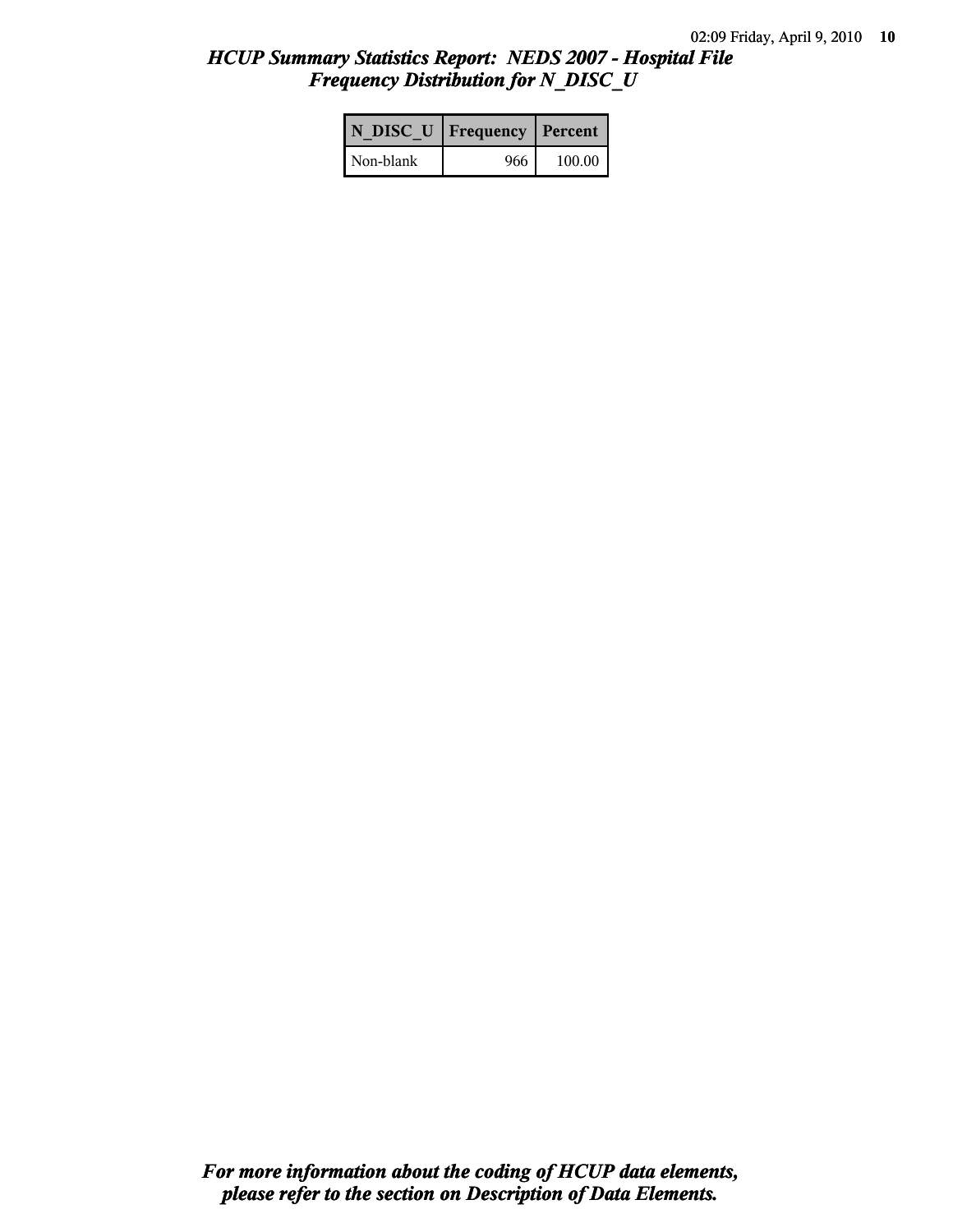## *HCUP Summary Statistics Report: NEDS 2007 - Hospital File*
## *Frequency Distribution for N_DISC_U*

| N_DISC_U | Frequency | Percent |
|---|---|---|
| Non-blank | 966 | 100.00 |

***For more information about the coding of HCUP data elements, please refer to the section on Description of Data Elements.***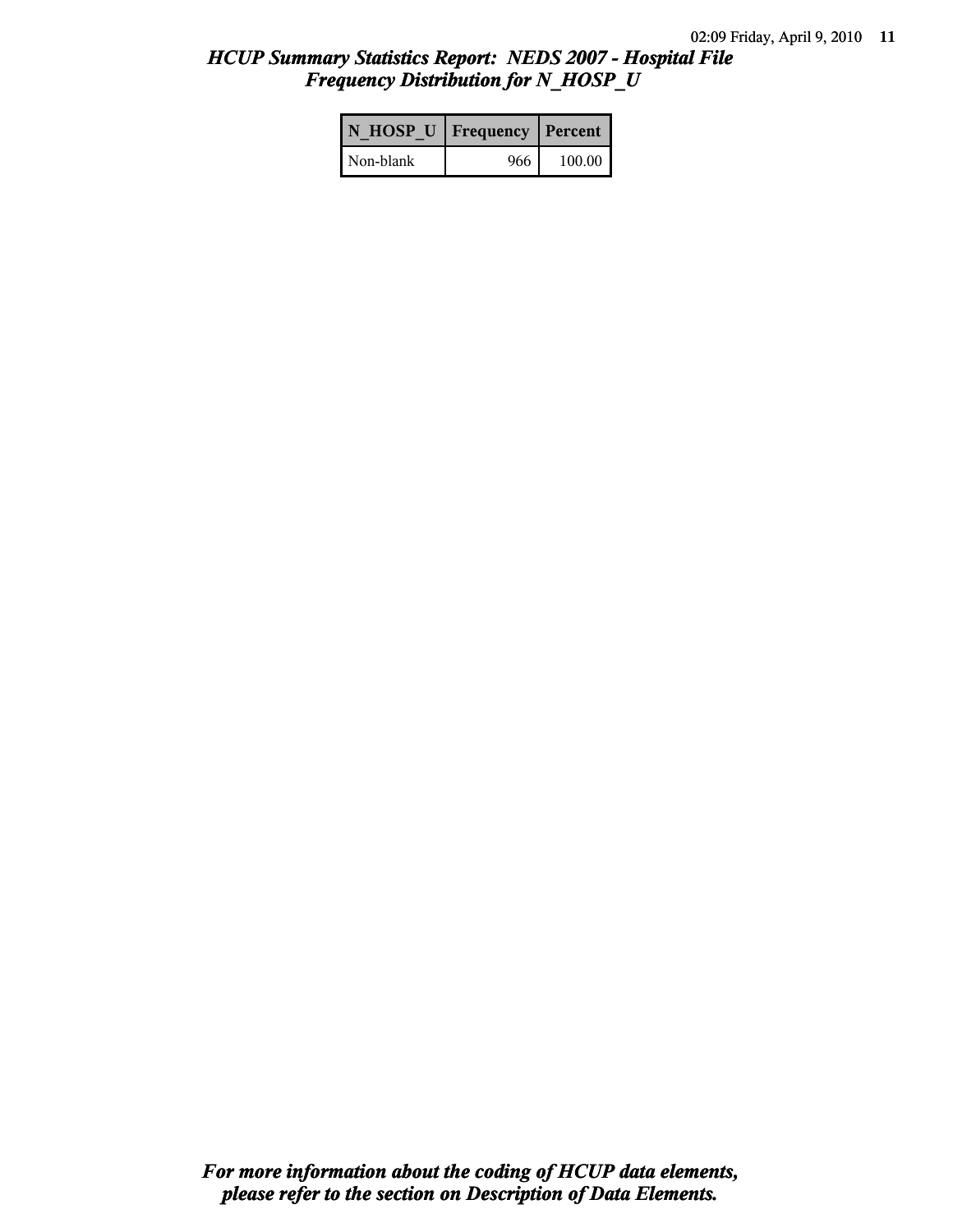# HCUP Summary Statistics Report: NEDS 2007 - Hospital File
## Frequency Distribution for N_HOSP_U

| N_HOSP_U | Frequency | Percent |
|---|---|---|
| Non-blank | 966 | 100.00 |

***For more information about the coding of HCUP data elements, please refer to the section on Description of Data Elements.***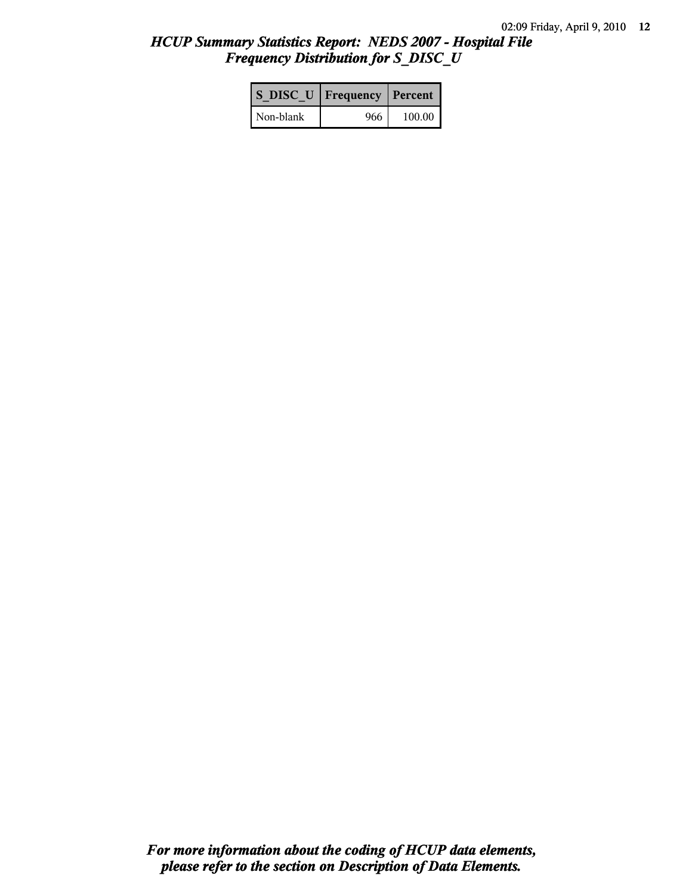## *HCUP Summary Statistics Report: NEDS 2007 - Hospital File*
## *Frequency Distribution for S_DISC_U*

| S_DISC_U | Frequency | Percent |
|---|---|---|
| Non-blank | 966 | 100.00 |

***For more information about the coding of HCUP data elements, please refer to the section on Description of Data Elements.***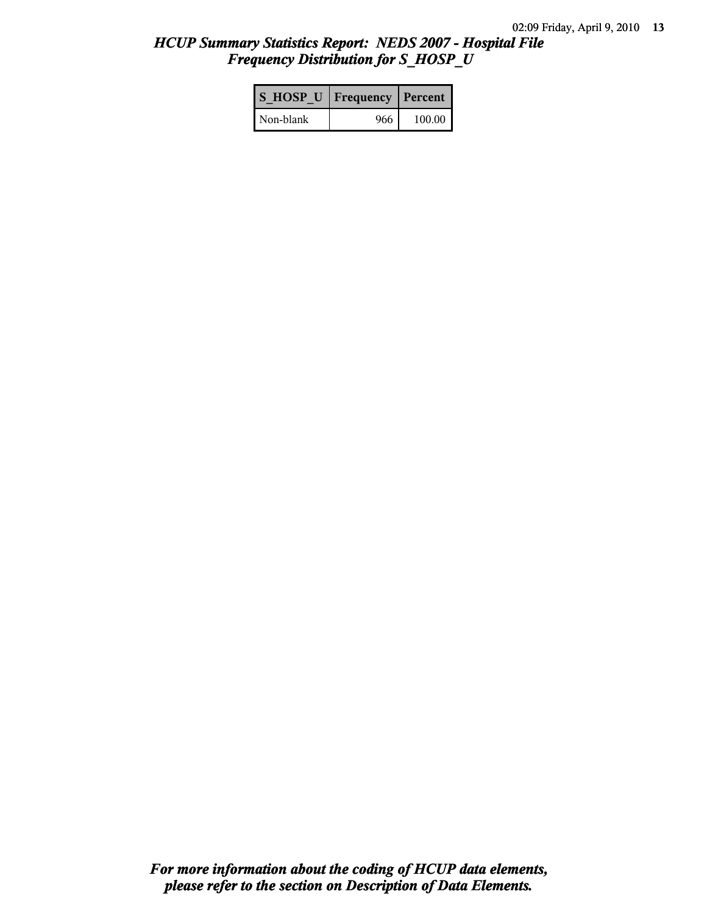# *HCUP Summary Statistics Report: NEDS 2007 - Hospital File*
## *Frequency Distribution for S_HOSP_U*

| S_HOSP_U | Frequency | Percent |
|---|---|---|
| Non-blank | 966 | 100.00 |

***For more information about the coding of HCUP data elements, please refer to the section on Description of Data Elements.***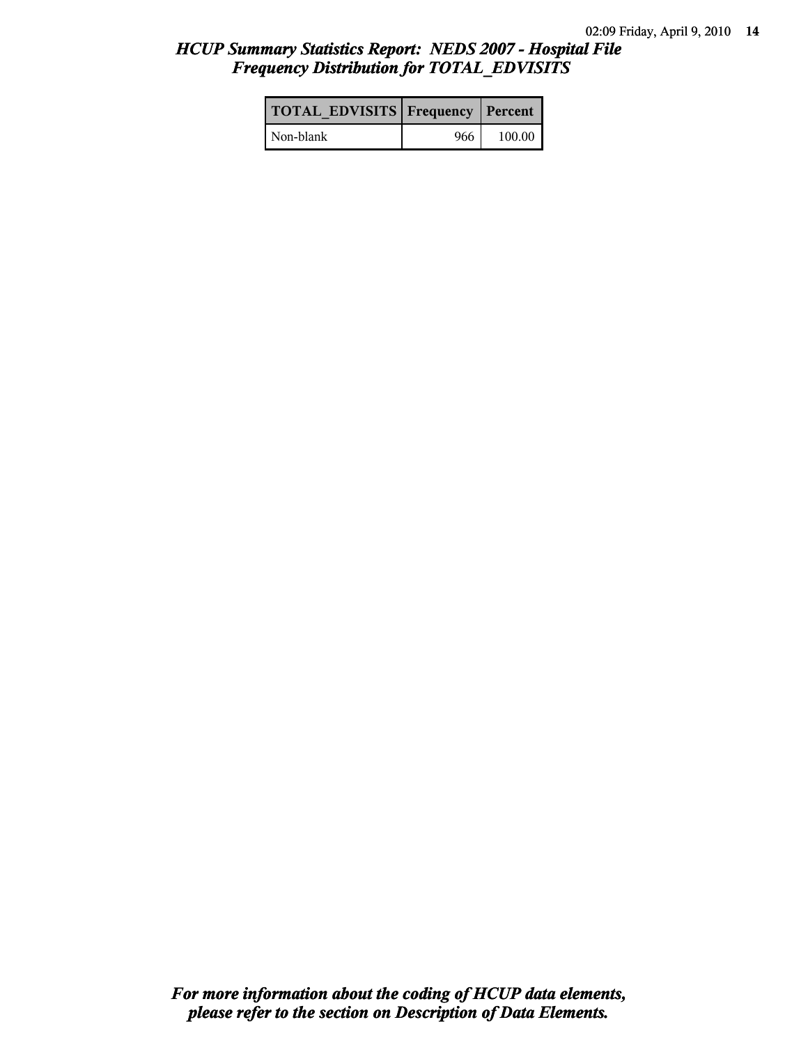# HCUP Summary Statistics Report: NEDS 2007 - Hospital File
## Frequency Distribution for TOTAL_EDVISITS

| TOTAL_EDVISITS | Frequency | Percent |
|---|---|---|
| Non-blank | 966 | 100.00 |

***For more information about the coding of HCUP data elements, please refer to the section on Description of Data Elements.***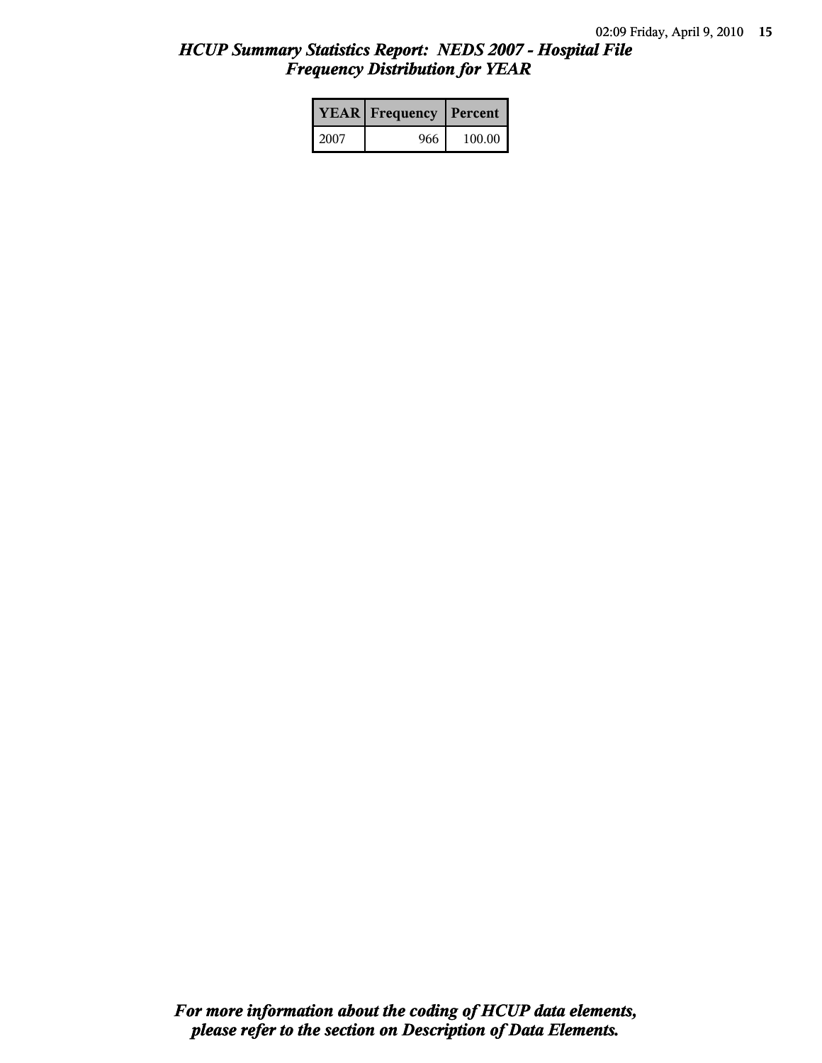## *HCUP Summary Statistics Report: NEDS 2007 - Hospital File*
## *Frequency Distribution for YEAR*

| YEAR | Frequency | Percent |
|---|---|---|
| 2007 | 966 | 100.00 |

***For more information about the coding of HCUP data elements, please refer to the section on Description of Data Elements.***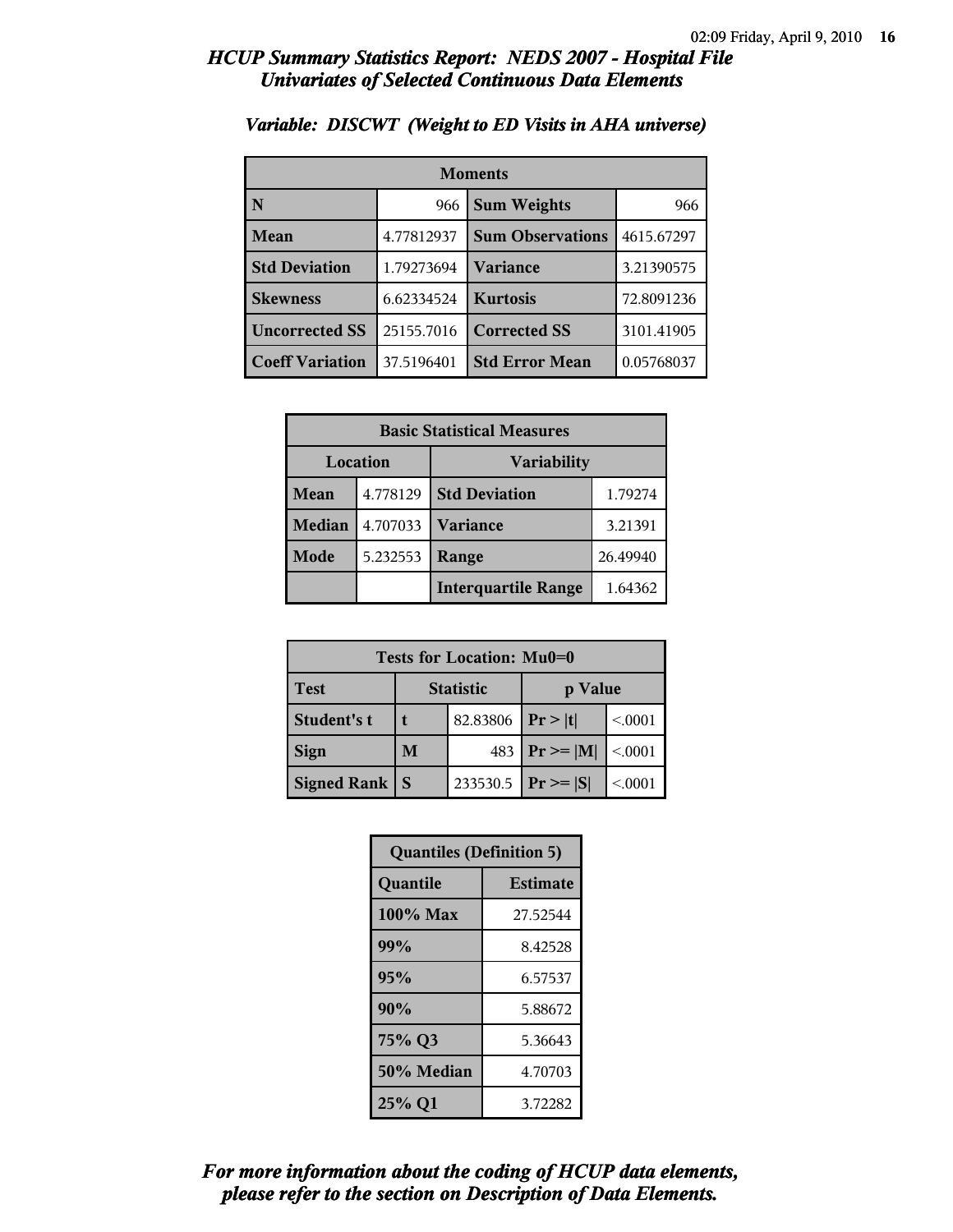# HCUP Summary Statistics Report: NEDS 2007 - Hospital File
## Univariates of Selected Continuous Data Elements

### Variable: DISCWT (Weight to ED Visits in AHA universe)

| Moments | | | |
|---|---|---|---|
| N | 966 | Sum Weights | 966 |
| Mean | 4.77812937 | Sum Observations | 4615.67297 |
| Std Deviation | 1.79273694 | Variance | 3.21390575 |
| Skewness | 6.62334524 | Kurtosis | 72.8091236 |
| Uncorrected SS | 25155.7016 | Corrected SS | 3101.41905 |
| Coeff Variation | 37.5196401 | Std Error Mean | 0.05768037 |

| Basic Statistical Measures | | | |
|---|---|---|---|
| Location | | Variability | |
| Mean | 4.778129 | Std Deviation | 1.79274 |
| Median | 4.707033 | Variance | 3.21391 |
| Mode | 5.232553 | Range | 26.49940 |
| | | Interquartile Range | 1.64362 |

| Tests for Location: Mu0=0 | | | | |
|---|---|---|---|---|
| Test | Statistic | | p Value | |
| Student's t | t | 82.83806 | Pr > \|t\| | <.0001 |
| Sign | M | 483 | Pr >= \|M\| | <.0001 |
| Signed Rank | S | 233530.5 | Pr >= \|S\| | <.0001 |

| Quantiles (Definition 5) | |
|---|---|
| Quantile | Estimate |
| 100% Max | 27.52544 |
| 99% | 8.42528 |
| 95% | 6.57537 |
| 90% | 5.88672 |
| 75% Q3 | 5.36643 |
| 50% Median | 4.70703 |
| 25% Q1 | 3.72282 |

*For more information about the coding of HCUP data elements, please refer to the section on Description of Data Elements.*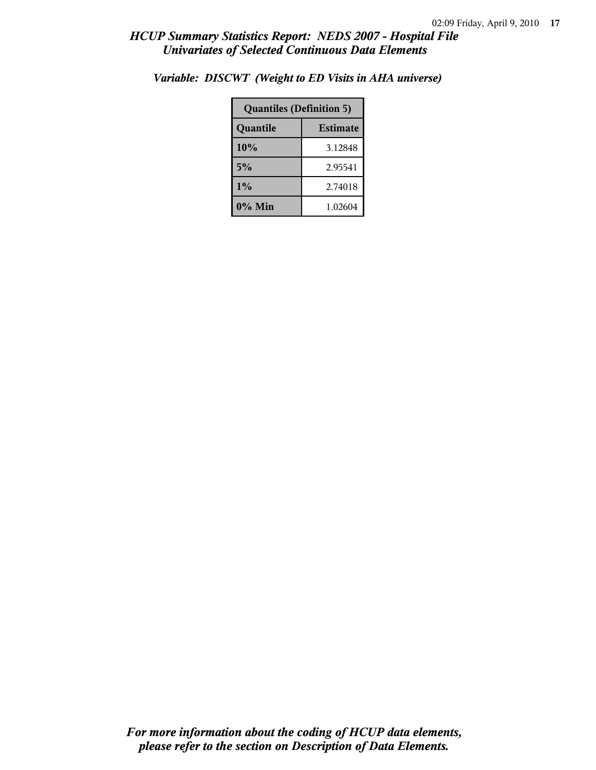# HCUP Summary Statistics Report: NEDS 2007 - Hospital File
## Univariates of Selected Continuous Data Elements

### Variable: DISCWT (Weight to ED Visits in AHA universe)

| Quantiles (Definition 5) | |
|---|---|
| **Quantile** | **Estimate** |
| 10% | 3.12848 |
| 5% | 2.95541 |
| 1% | 2.74018 |
| 0% Min | 1.02604 |

*For more information about the coding of HCUP data elements, please refer to the section on Description of Data Elements.*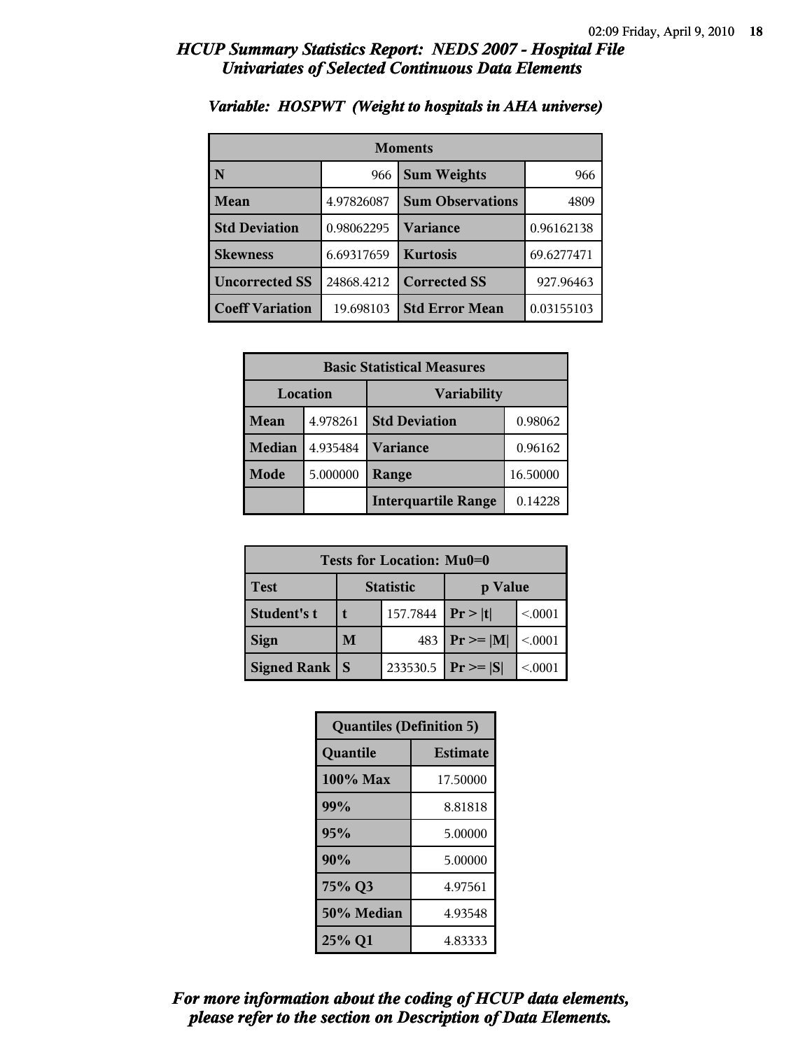## *HCUP Summary Statistics Report: NEDS 2007 - Hospital File*
## *Univariates of Selected Continuous Data Elements*

### *Variable: HOSPWT (Weight to hospitals in AHA universe)*

| Moments | | | |
|---|---|---|---|
| **N** | 966 | **Sum Weights** | 966 |
| **Mean** | 4.97826087 | **Sum Observations** | 4809 |
| **Std Deviation** | 0.98062295 | **Variance** | 0.96162138 |
| **Skewness** | 6.69317659 | **Kurtosis** | 69.6277471 |
| **Uncorrected SS** | 24868.4212 | **Corrected SS** | 927.96463 |
| **Coeff Variation** | 19.698103 | **Std Error Mean** | 0.03155103 |

| Basic Statistical Measures | | | |
|---|---|---|---|
| **Location** | | **Variability** | |
| **Mean** | 4.978261 | **Std Deviation** | 0.98062 |
| **Median** | 4.935484 | **Variance** | 0.96162 |
| **Mode** | 5.000000 | **Range** | 16.50000 |
| | | **Interquartile Range** | 0.14228 |

| Tests for Location: Mu0=0 | | | | |
|---|---|---|---|---|
| **Test** | **Statistic** | | **p Value** | |
| **Student's t** | **t** | 157.7844 | **Pr > \|t\|** | <.0001 |
| **Sign** | **M** | 483 | **Pr >= \|M\|** | <.0001 |
| **Signed Rank** | **S** | 233530.5 | **Pr >= \|S\|** | <.0001 |

| Quantiles (Definition 5) | |
|---|---|
| **Quantile** | **Estimate** |
| **100% Max** | 17.50000 |
| **99%** | 8.81818 |
| **95%** | 5.00000 |
| **90%** | 5.00000 |
| **75% Q3** | 4.97561 |
| **50% Median** | 4.93548 |
| **25% Q1** | 4.83333 |

***For more information about the coding of HCUP data elements, please refer to the section on Description of Data Elements.***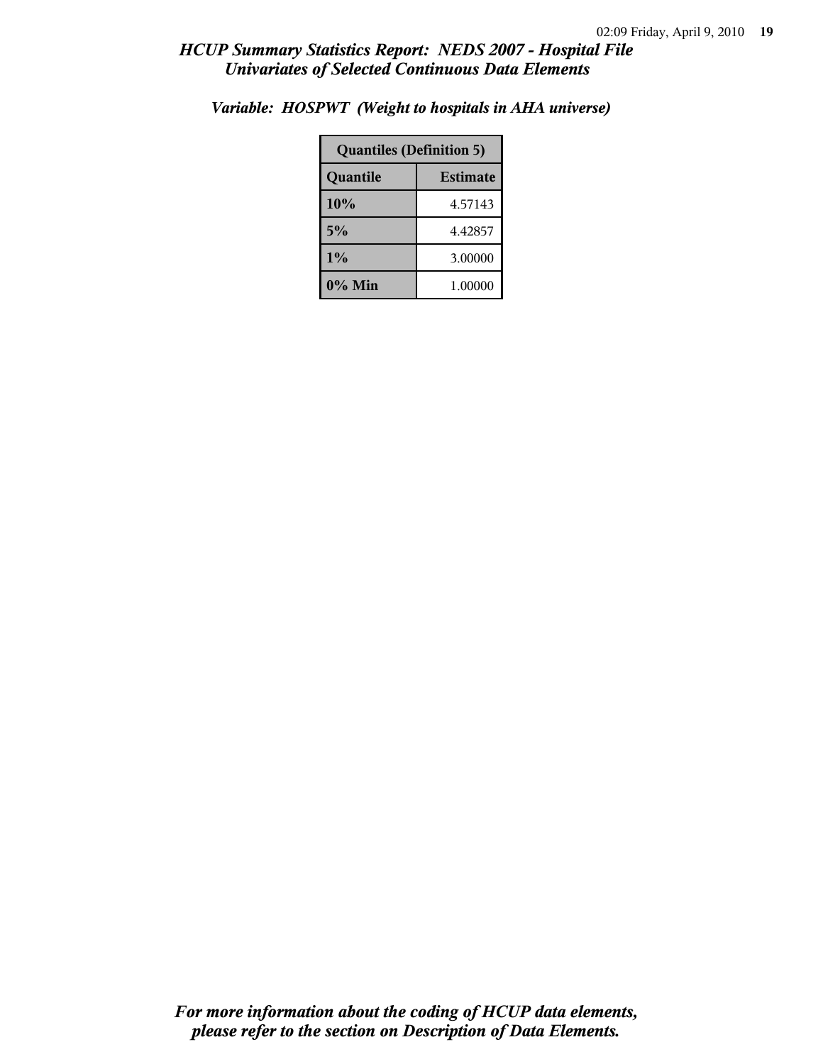# *HCUP Summary Statistics Report: NEDS 2007 - Hospital File*
## *Univariates of Selected Continuous Data Elements*

### *Variable: HOSPWT (Weight to hospitals in AHA universe)*

| Quantiles (Definition 5) | |
|---|---|
| **Quantile** | **Estimate** |
| **10%** | 4.57143 |
| **5%** | 4.42857 |
| **1%** | 3.00000 |
| **0% Min** | 1.00000 |

***For more information about the coding of HCUP data elements, please refer to the section on Description of Data Elements.***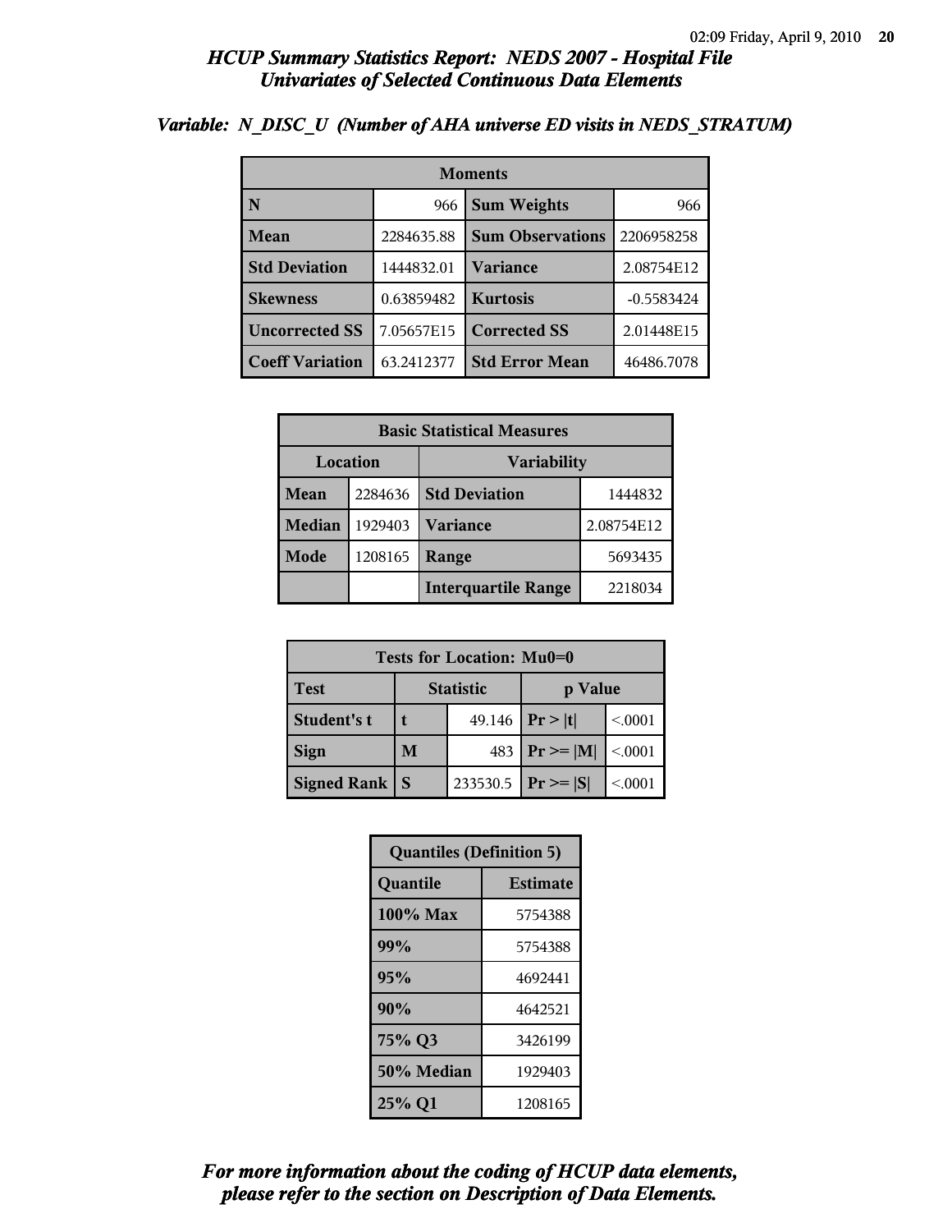## *HCUP Summary Statistics Report: NEDS 2007 - Hospital File*
## *Univariates of Selected Continuous Data Elements*

### *Variable: N_DISC_U (Number of AHA universe ED visits in NEDS_STRATUM)*

| Moments | | | |
|---|---|---|---|
| **N** | 966 | **Sum Weights** | 966 |
| **Mean** | 2284635.88 | **Sum Observations** | 2206958258 |
| **Std Deviation** | 1444832.01 | **Variance** | 2.08754E12 |
| **Skewness** | 0.63859482 | **Kurtosis** | -0.5583424 |
| **Uncorrected SS** | 7.05657E15 | **Corrected SS** | 2.01448E15 |
| **Coeff Variation** | 63.2412377 | **Std Error Mean** | 46486.7078 |

| Basic Statistical Measures | | | |
|---|---|---|---|
| **Location** | | **Variability** | |
| **Mean** | 2284636 | **Std Deviation** | 1444832 |
| **Median** | 1929403 | **Variance** | 2.08754E12 |
| **Mode** | 1208165 | **Range** | 5693435 |
| | | **Interquartile Range** | 2218034 |

| Tests for Location: Mu0=0 | | | | |
|---|---|---|---|---|
| **Test** | **Statistic** | | **p Value** | |
| **Student's t** | **t** | 49.146 | **Pr > \|t\|** | <.0001 |
| **Sign** | **M** | 483 | **Pr >= \|M\|** | <.0001 |
| **Signed Rank** | **S** | 233530.5 | **Pr >= \|S\|** | <.0001 |

| Quantiles (Definition 5) | |
|---|---|
| **Quantile** | **Estimate** |
| **100% Max** | 5754388 |
| **99%** | 5754388 |
| **95%** | 4692441 |
| **90%** | 4642521 |
| **75% Q3** | 3426199 |
| **50% Median** | 1929403 |
| **25% Q1** | 1208165 |

***For more information about the coding of HCUP data elements, please refer to the section on Description of Data Elements.***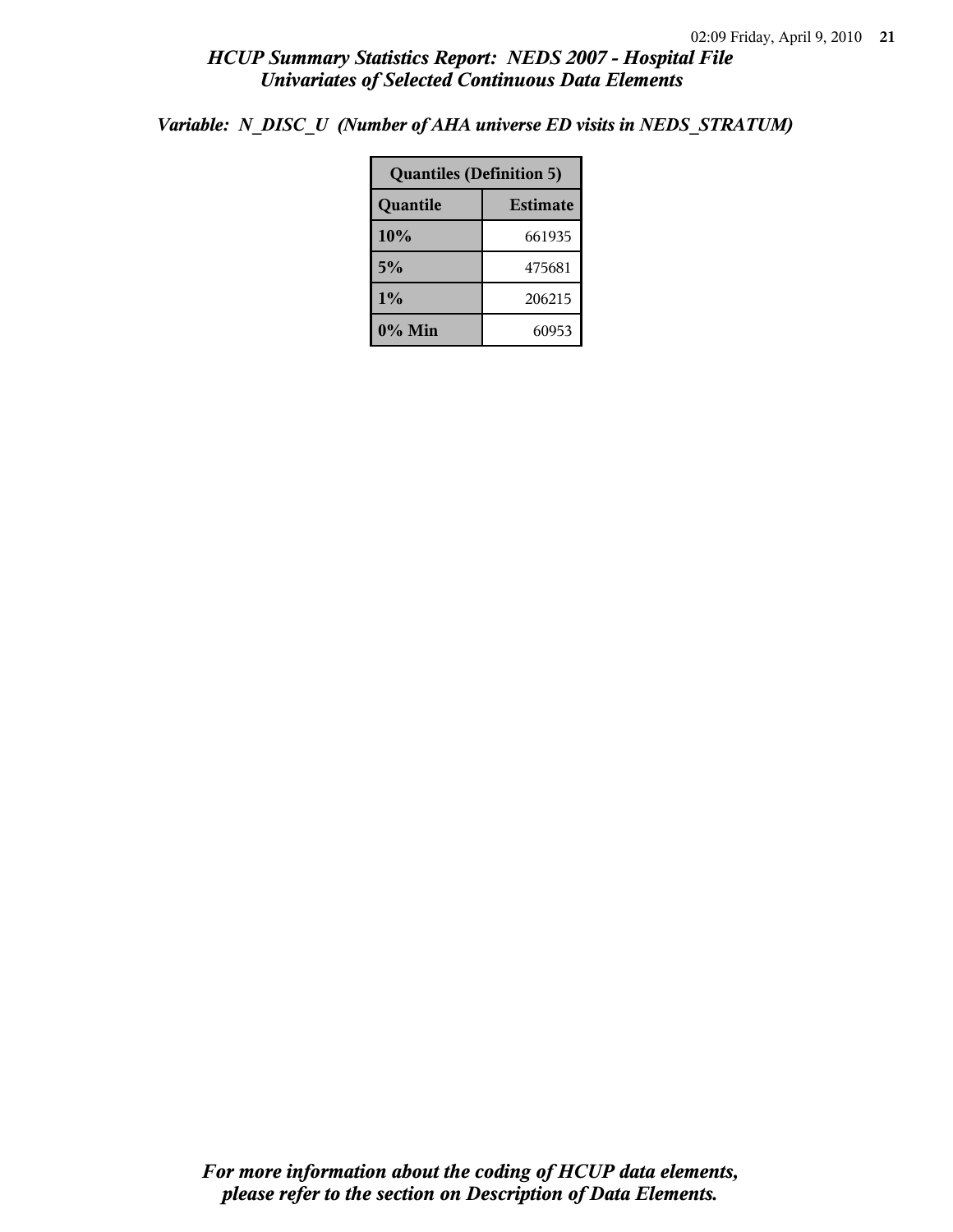## HCUP Summary Statistics Report: NEDS 2007 - Hospital File
## Univariates of Selected Continuous Data Elements

*Variable: N_DISC_U (Number of AHA universe ED visits in NEDS_STRATUM)*

| Quantiles (Definition 5) | |
|---|---|
| **Quantile** | **Estimate** |
| **10%** | 661935 |
| **5%** | 475681 |
| **1%** | 206215 |
| **0% Min** | 60953 |

***For more information about the coding of HCUP data elements, please refer to the section on Description of Data Elements.***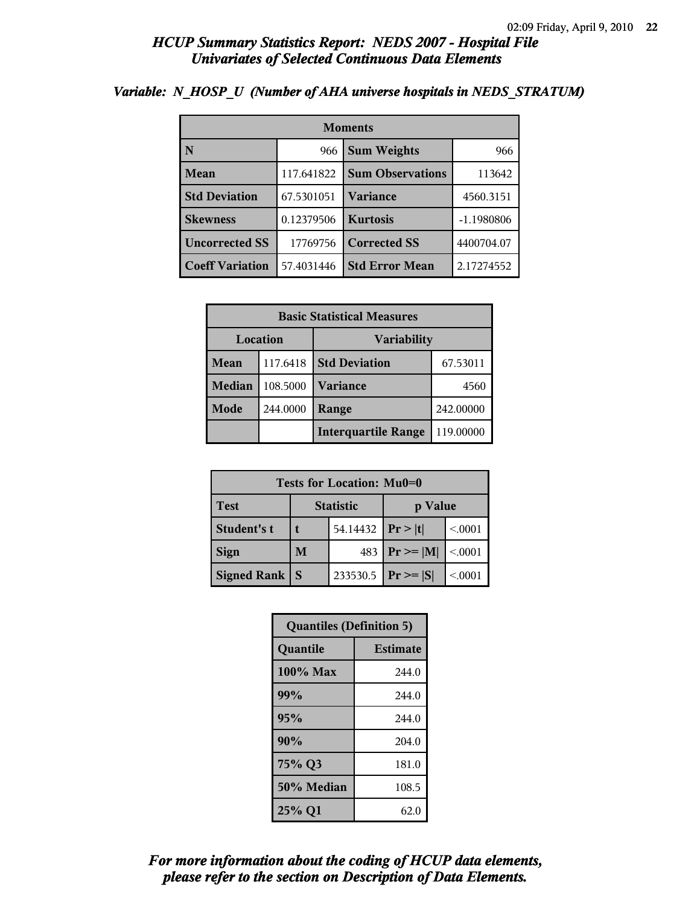# HCUP Summary Statistics Report: NEDS 2007 - Hospital File
## Univariates of Selected Continuous Data Elements

### Variable: N_HOSP_U (Number of AHA universe hospitals in NEDS_STRATUM)

| Moments | | | |
|---|---|---|---|
| **N** | 966 | **Sum Weights** | 966 |
| **Mean** | 117.641822 | **Sum Observations** | 113642 |
| **Std Deviation** | 67.5301051 | **Variance** | 4560.3151 |
| **Skewness** | 0.12379506 | **Kurtosis** | -1.1980806 |
| **Uncorrected SS** | 17769756 | **Corrected SS** | 4400704.07 |
| **Coeff Variation** | 57.4031446 | **Std Error Mean** | 2.17274552 |

| Basic Statistical Measures | | | |
|---|---|---|---|
| **Location** | | **Variability** | |
| **Mean** | 117.6418 | **Std Deviation** | 67.53011 |
| **Median** | 108.5000 | **Variance** | 4560 |
| **Mode** | 244.0000 | **Range** | 242.00000 |
| | | **Interquartile Range** | 119.00000 |

| Tests for Location: Mu0=0 | | | | |
|---|---|---|---|---|
| **Test** | **Statistic** | | **p Value** | |
| **Student's t** | **t** | 54.14432 | **Pr > \|t\|** | <.0001 |
| **Sign** | **M** | 483 | **Pr >= \|M\|** | <.0001 |
| **Signed Rank** | **S** | 233530.5 | **Pr >= \|S\|** | <.0001 |

| Quantiles (Definition 5) | |
|---|---|
| **Quantile** | **Estimate** |
| **100% Max** | 244.0 |
| **99%** | 244.0 |
| **95%** | 244.0 |
| **90%** | 204.0 |
| **75% Q3** | 181.0 |
| **50% Median** | 108.5 |
| **25% Q1** | 62.0 |

*For more information about the coding of HCUP data elements, please refer to the section on Description of Data Elements.*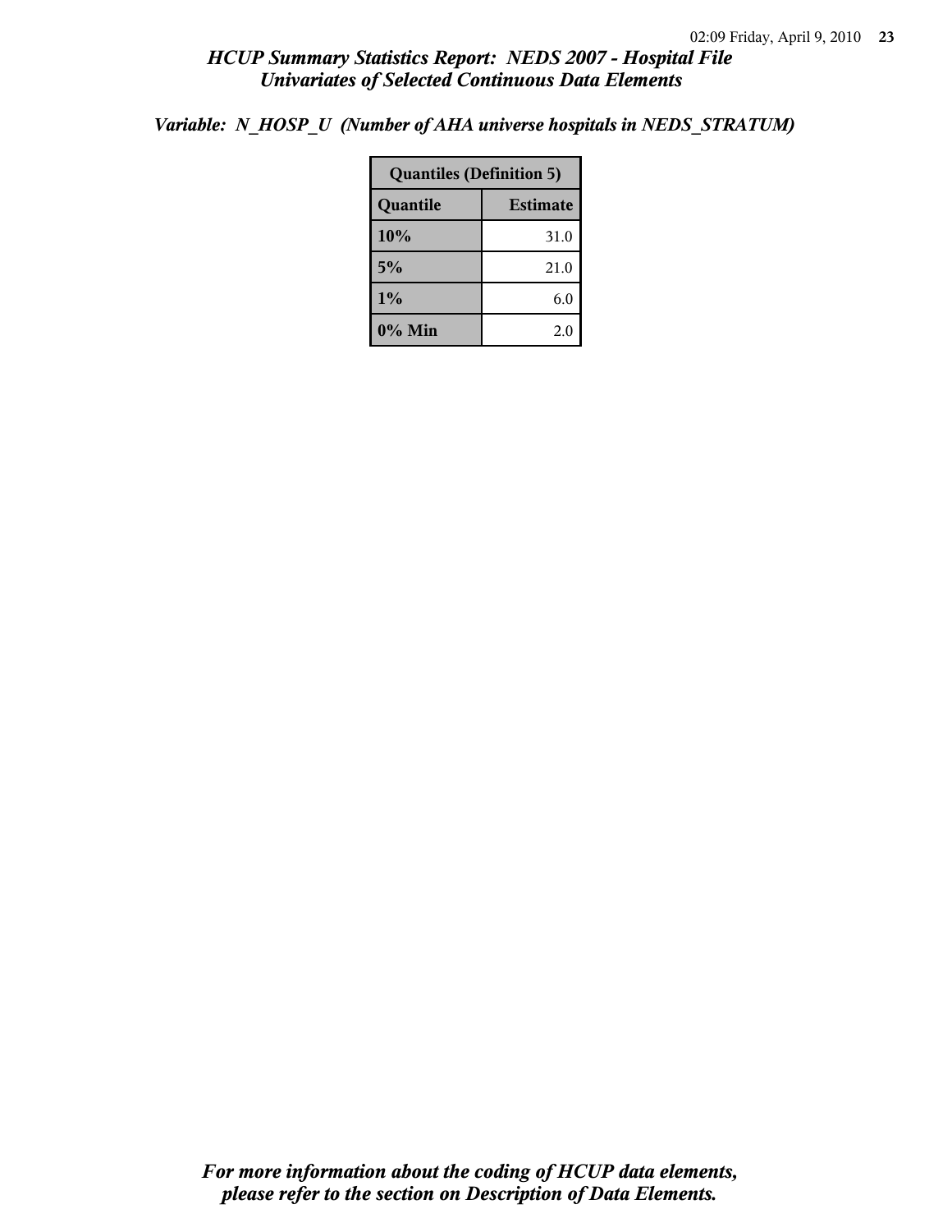*HCUP Summary Statistics Report: NEDS 2007 - Hospital File*
*Univariates of Selected Continuous Data Elements*

***Variable: N_HOSP_U (Number of AHA universe hospitals in NEDS_STRATUM)***

| Quantiles (Definition 5) | |
|---|---|
| **Quantile** | **Estimate** |
| **10%** | 31.0 |
| **5%** | 21.0 |
| **1%** | 6.0 |
| **0% Min** | 2.0 |

***For more information about the coding of HCUP data elements, please refer to the section on Description of Data Elements.***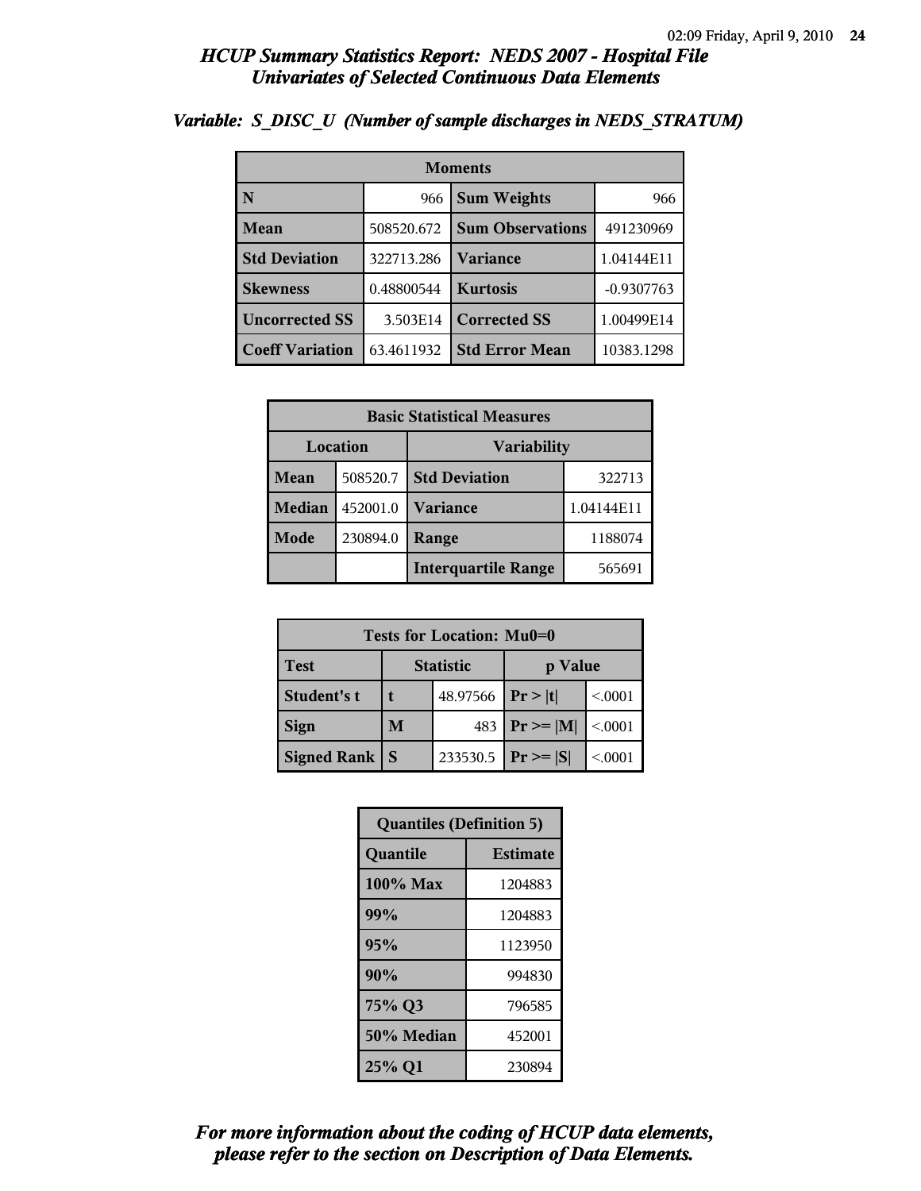# HCUP Summary Statistics Report: NEDS 2007 - Hospital File
## Univariates of Selected Continuous Data Elements

### Variable: S_DISC_U (Number of sample discharges in NEDS_STRATUM)

| Moments | | | |
|---|---|---|---|
| **N** | 966 | **Sum Weights** | 966 |
| **Mean** | 508520.672 | **Sum Observations** | 491230969 |
| **Std Deviation** | 322713.286 | **Variance** | 1.04144E11 |
| **Skewness** | 0.48800544 | **Kurtosis** | -0.9307763 |
| **Uncorrected SS** | 3.503E14 | **Corrected SS** | 1.00499E14 |
| **Coeff Variation** | 63.4611932 | **Std Error Mean** | 10383.1298 |

| Basic Statistical Measures | | | |
|---|---|---|---|
| **Location** | | **Variability** | |
| **Mean** | 508520.7 | **Std Deviation** | 322713 |
| **Median** | 452001.0 | **Variance** | 1.04144E11 |
| **Mode** | 230894.0 | **Range** | 1188074 |
| | | **Interquartile Range** | 565691 |

| Tests for Location: Mu0=0 | | | | |
|---|---|---|---|---|
| **Test** | **Statistic** | | **p Value** | |
| **Student's t** | **t** | 48.97566 | **Pr > \|t\|** | <.0001 |
| **Sign** | **M** | 483 | **Pr >= \|M\|** | <.0001 |
| **Signed Rank** | **S** | 233530.5 | **Pr >= \|S\|** | <.0001 |

| Quantiles (Definition 5) | |
|---|---|
| **Quantile** | **Estimate** |
| **100% Max** | 1204883 |
| **99%** | 1204883 |
| **95%** | 1123950 |
| **90%** | 994830 |
| **75% Q3** | 796585 |
| **50% Median** | 452001 |
| **25% Q1** | 230894 |

***For more information about the coding of HCUP data elements, please refer to the section on Description of Data Elements.***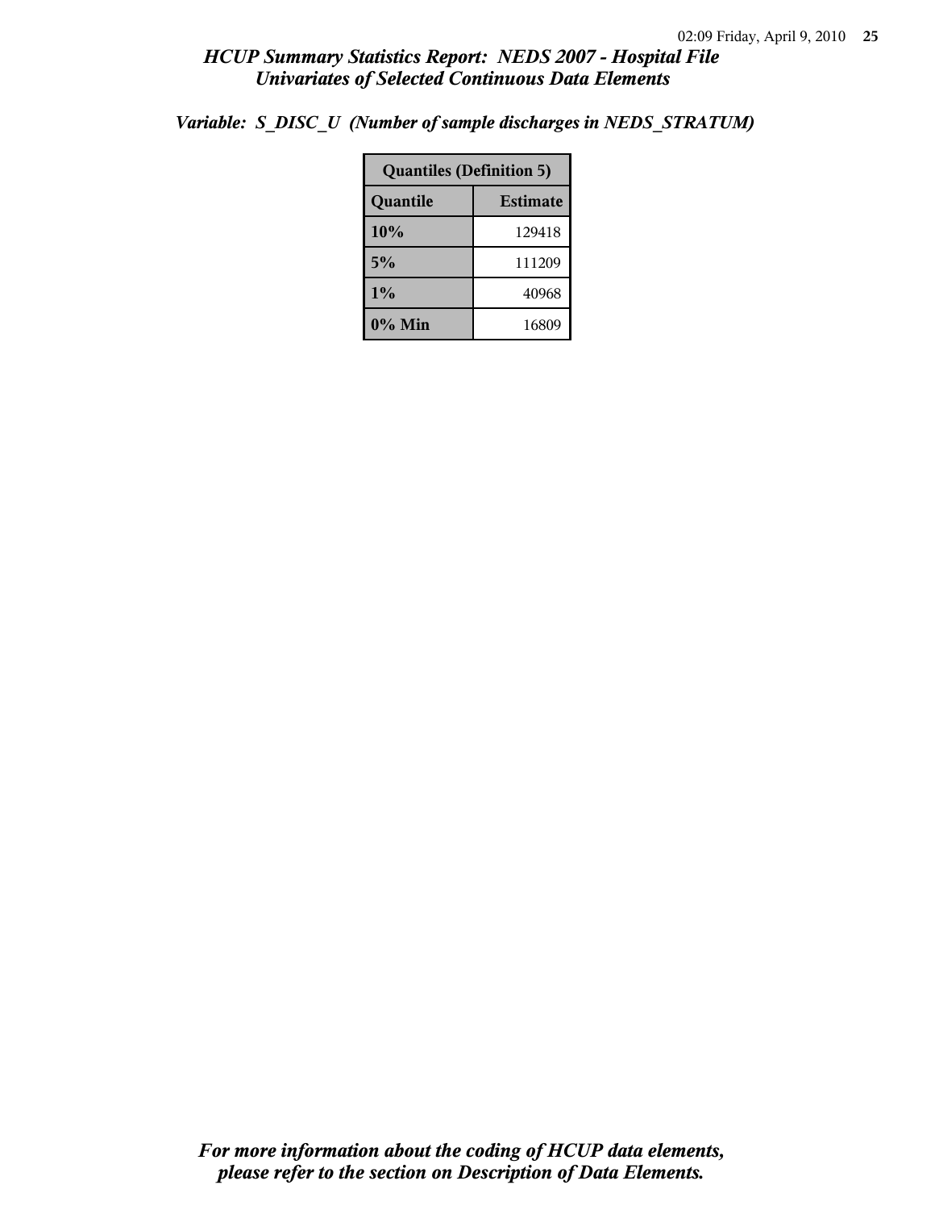# HCUP Summary Statistics Report: NEDS 2007 - Hospital File
## Univariates of Selected Continuous Data Elements

### *Variable: S_DISC_U (Number of sample discharges in NEDS_STRATUM)*

| Quantiles (Definition 5) | |
|---|---|
| **Quantile** | **Estimate** |
| **10%** | 129418 |
| **5%** | 111209 |
| **1%** | 40968 |
| **0% Min** | 16809 |

***For more information about the coding of HCUP data elements, please refer to the section on Description of Data Elements.***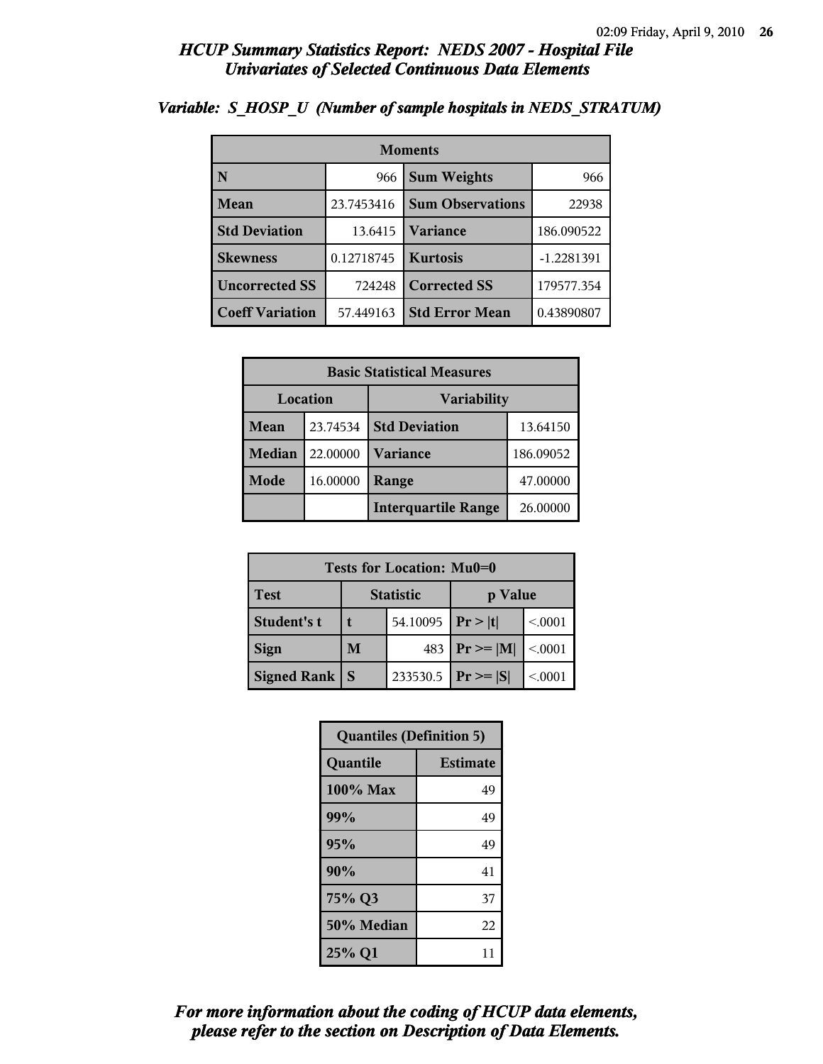## HCUP Summary Statistics Report: NEDS 2007 - Hospital File
## Univariates of Selected Continuous Data Elements

### Variable: S_HOSP_U (Number of sample hospitals in NEDS_STRATUM)

| Moments | | | |
|---|---|---|---|
| **N** | 966 | **Sum Weights** | 966 |
| **Mean** | 23.7453416 | **Sum Observations** | 22938 |
| **Std Deviation** | 13.6415 | **Variance** | 186.090522 |
| **Skewness** | 0.12718745 | **Kurtosis** | -1.2281391 |
| **Uncorrected SS** | 724248 | **Corrected SS** | 179577.354 |
| **Coeff Variation** | 57.449163 | **Std Error Mean** | 0.43890807 |

| Basic Statistical Measures | | | |
|---|---|---|---|
| **Location** | | **Variability** | |
| **Mean** | 23.74534 | **Std Deviation** | 13.64150 |
| **Median** | 22.00000 | **Variance** | 186.09052 |
| **Mode** | 16.00000 | **Range** | 47.00000 |
| | | **Interquartile Range** | 26.00000 |

| Tests for Location: Mu0=0 | | | | |
|---|---|---|---|---|
| **Test** | **Statistic** | | **p Value** | |
| **Student's t** | **t** | 54.10095 | **Pr > \|t\|** | <.0001 |
| **Sign** | **M** | 483 | **Pr >= \|M\|** | <.0001 |
| **Signed Rank** | **S** | 233530.5 | **Pr >= \|S\|** | <.0001 |

| Quantiles (Definition 5) | |
|---|---|
| **Quantile** | **Estimate** |
| **100% Max** | 49 |
| **99%** | 49 |
| **95%** | 49 |
| **90%** | 41 |
| **75% Q3** | 37 |
| **50% Median** | 22 |
| **25% Q1** | 11 |

***For more information about the coding of HCUP data elements, please refer to the section on Description of Data Elements.***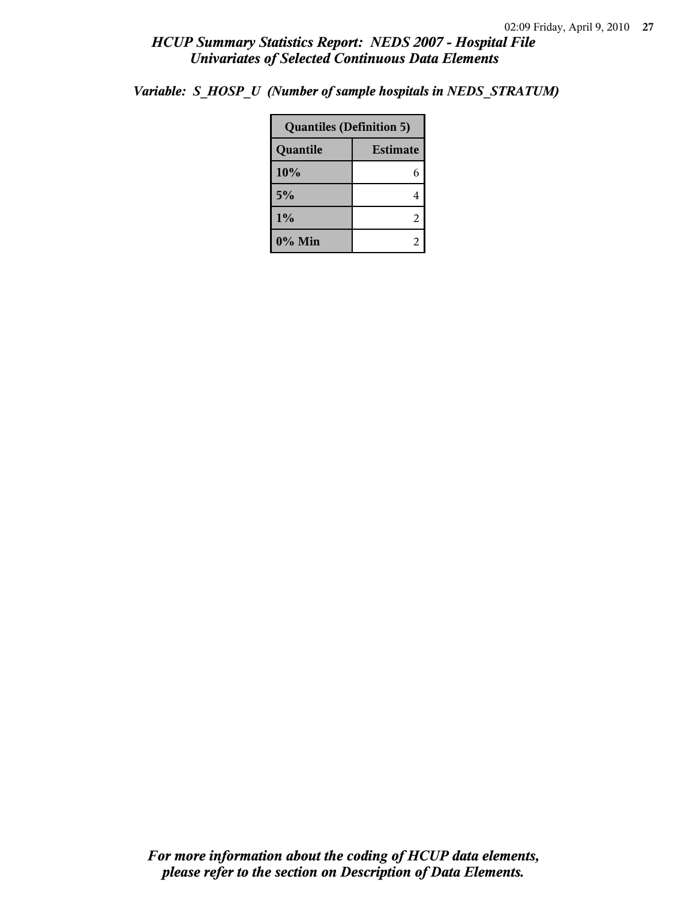*HCUP Summary Statistics Report: NEDS 2007 - Hospital File*
*Univariates of Selected Continuous Data Elements*

*Variable: S_HOSP_U (Number of sample hospitals in NEDS_STRATUM)*

| Quantiles (Definition 5) | |
|---|---|
| **Quantile** | **Estimate** |
| **10%** | 6 |
| **5%** | 4 |
| **1%** | 2 |
| **0% Min** | 2 |

*For more information about the coding of HCUP data elements, please refer to the section on Description of Data Elements.*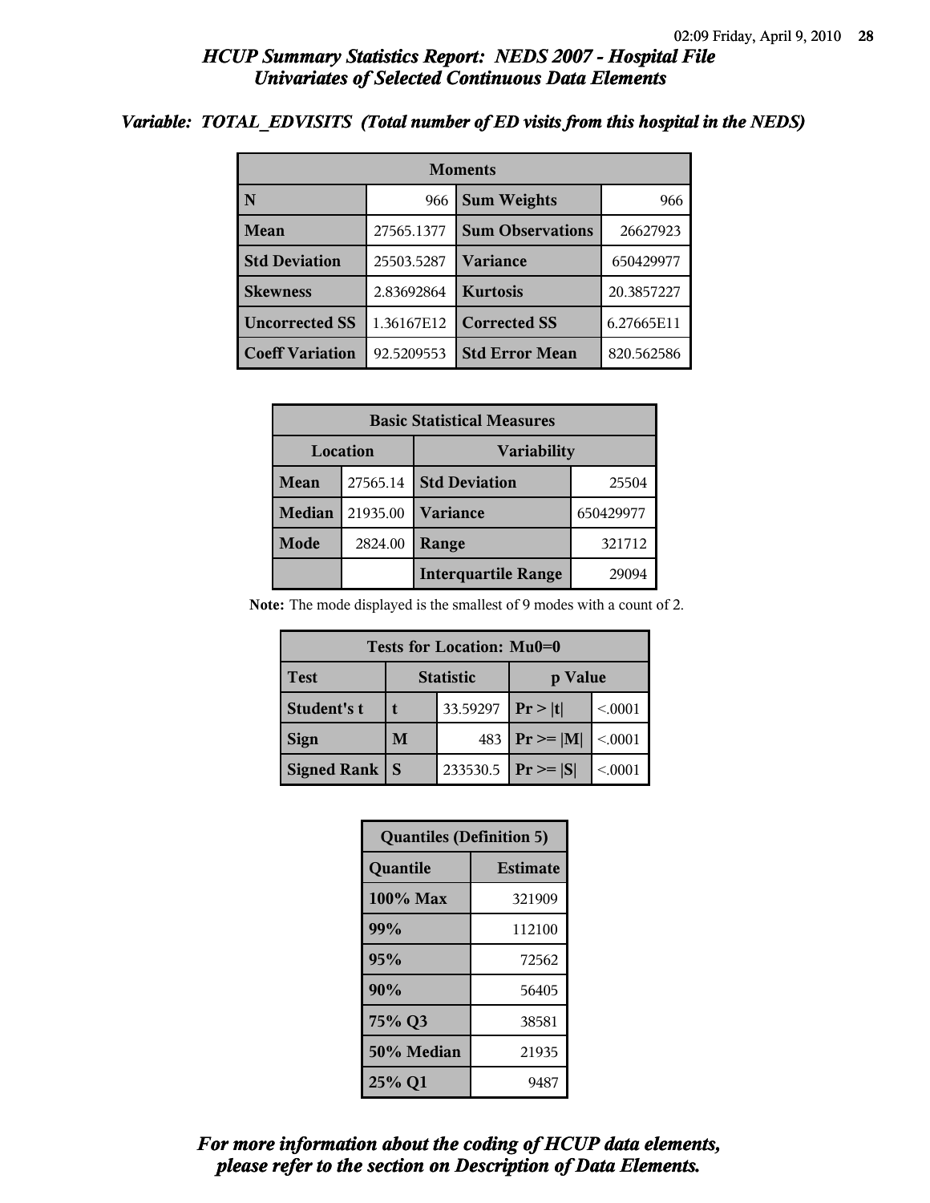# *HCUP Summary Statistics Report: NEDS 2007 - Hospital File*
## *Univariates of Selected Continuous Data Elements*

### *Variable: TOTAL_EDVISITS (Total number of ED visits from this hospital in the NEDS)*

| Moments | | | |
|---|---|---|---|
| **N** | 966 | **Sum Weights** | 966 |
| **Mean** | 27565.1377 | **Sum Observations** | 26627923 |
| **Std Deviation** | 25503.5287 | **Variance** | 650429977 |
| **Skewness** | 2.83692864 | **Kurtosis** | 20.3857227 |
| **Uncorrected SS** | 1.36167E12 | **Corrected SS** | 6.27665E11 |
| **Coeff Variation** | 92.5209553 | **Std Error Mean** | 820.562586 |

| Basic Statistical Measures | | | |
|---|---|---|---|
| Location | | Variability | |
| **Mean** | 27565.14 | **Std Deviation** | 25504 |
| **Median** | 21935.00 | **Variance** | 650429977 |
| **Mode** | 2824.00 | **Range** | 321712 |
| | | **Interquartile Range** | 29094 |

**Note:** The mode displayed is the smallest of 9 modes with a count of 2.

| Tests for Location: Mu0=0 | | | | |
|---|---|---|---|---|
| **Test** | **Statistic** | | **p Value** | |
| **Student's t** | **t** | 33.59297 | **Pr > \|t\|** | <.0001 |
| **Sign** | **M** | 483 | **Pr >= \|M\|** | <.0001 |
| **Signed Rank** | **S** | 233530.5 | **Pr >= \|S\|** | <.0001 |

| Quantiles (Definition 5) | |
|---|---|
| **Quantile** | **Estimate** |
| **100% Max** | 321909 |
| **99%** | 112100 |
| **95%** | 72562 |
| **90%** | 56405 |
| **75% Q3** | 38581 |
| **50% Median** | 21935 |
| **25% Q1** | 9487 |

***For more information about the coding of HCUP data elements, please refer to the section on Description of Data Elements.***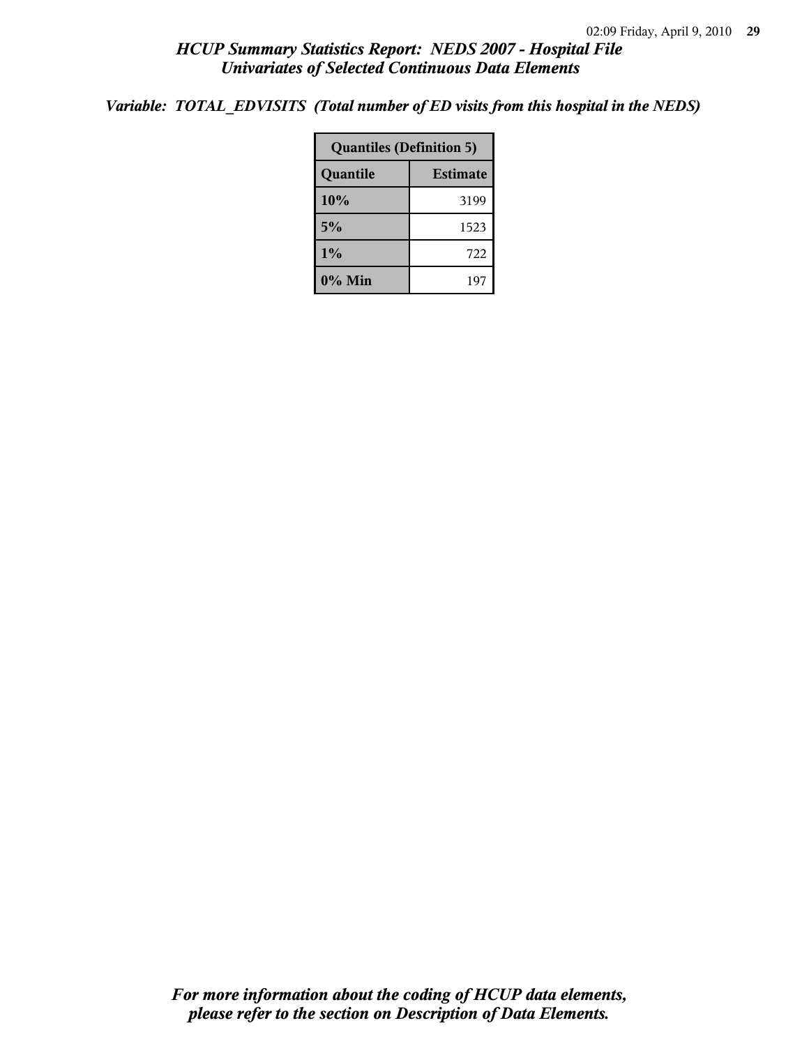*Variable: TOTAL_EDVISITS (Total number of ED visits from this hospital in the NEDS)*

| Quantiles (Definition 5) | |
|---|---|
| **Quantile** | **Estimate** |
| **10%** | 3199 |
| **5%** | 1523 |
| **1%** | 722 |
| **0% Min** | 197 |

***For more information about the coding of HCUP data elements, please refer to the section on Description of Data Elements.***